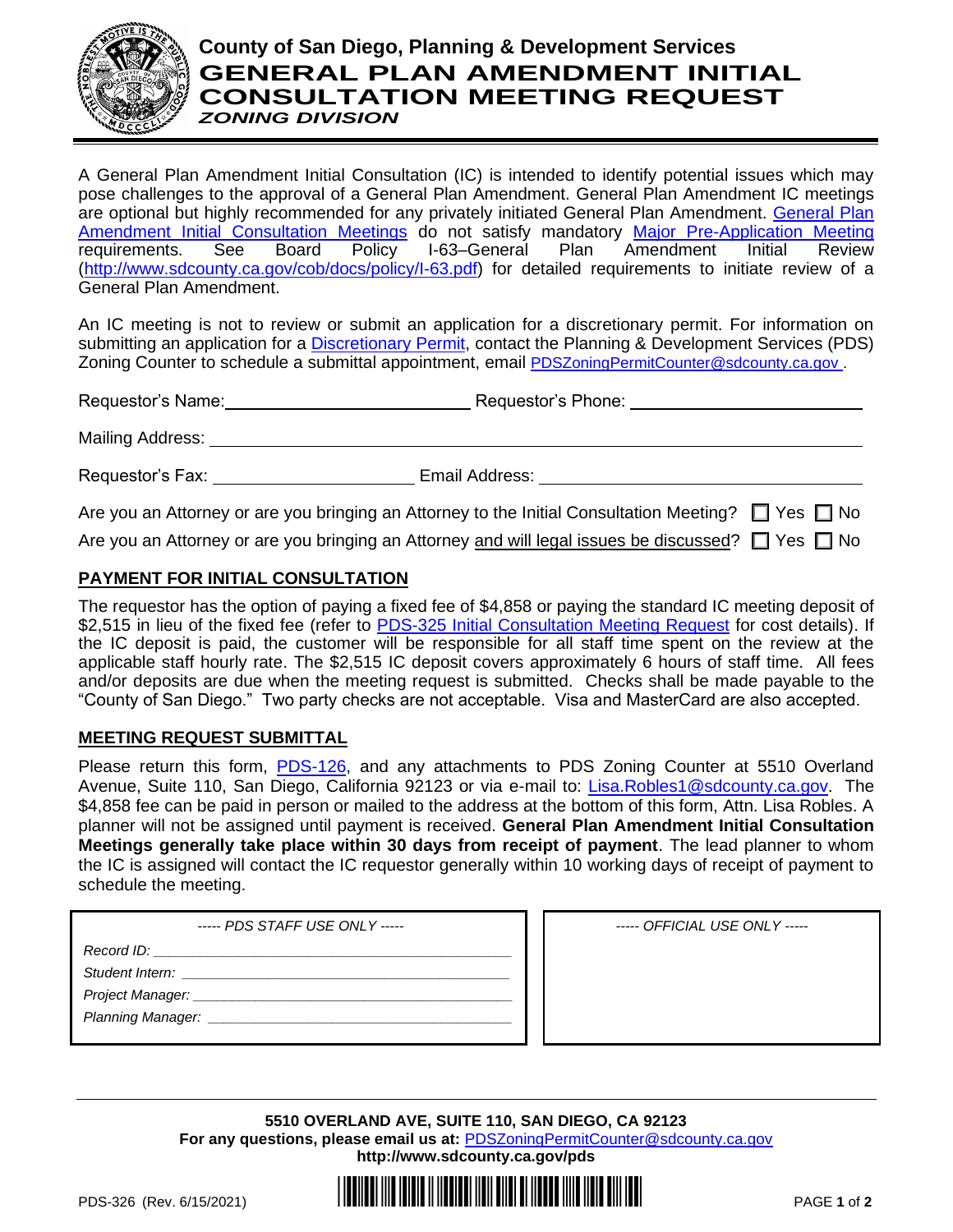# County of San Diego, Planning & Development Services

# GENERAL PLAN AMENDMENT INITIAL CONSULTATION MEETING REQUEST

***ZONING DIVISION***

A General Plan Amendment Initial Consultation (IC) is intended to identify potential issues which may pose challenges to the approval of a General Plan Amendment. General Plan Amendment IC meetings are optional but highly recommended for any privately initiated General Plan Amendment. General Plan Amendment Initial Consultation Meetings do not satisfy mandatory Major Pre-Application Meeting requirements. See Board Policy I-63–General Plan Amendment Initial Review (http://www.sdcounty.ca.gov/cob/docs/policy/I-63.pdf) for detailed requirements to initiate review of a General Plan Amendment.

An IC meeting is not to review or submit an application for a discretionary permit. For information on submitting an application for a Discretionary Permit, contact the Planning & Development Services (PDS) Zoning Counter to schedule a submittal appointment, email PDSZoningPermitCounter@sdcounty.ca.gov .

Requestor's Name: ____________________ Requestor's Phone: ____________________

Mailing Address: ________________________________________

Requestor's Fax: ____________________ Email Address: ____________________

Are you an Attorney or are you bringing an Attorney to the Initial Consultation Meeting? ☐ Yes ☐ No

Are you an Attorney or are you bringing an Attorney and will legal issues be discussed? ☐ Yes ☐ No

## PAYMENT FOR INITIAL CONSULTATION

The requestor has the option of paying a fixed fee of $4,858 or paying the standard IC meeting deposit of $2,515 in lieu of the fixed fee (refer to PDS-325 Initial Consultation Meeting Request for cost details). If the IC deposit is paid, the customer will be responsible for all staff time spent on the review at the applicable staff hourly rate. The $2,515 IC deposit covers approximately 6 hours of staff time. All fees and/or deposits are due when the meeting request is submitted. Checks shall be made payable to the "County of San Diego." Two party checks are not acceptable. Visa and MasterCard are also accepted.

## MEETING REQUEST SUBMITTAL

Please return this form, PDS-126, and any attachments to PDS Zoning Counter at 5510 Overland Avenue, Suite 110, San Diego, California 92123 or via e-mail to: Lisa.Robles1@sdcounty.ca.gov. The $4,858 fee can be paid in person or mailed to the address at the bottom of this form, Attn. Lisa Robles. A planner will not be assigned until payment is received. **General Plan Amendment Initial Consultation Meetings generally take place within 30 days from receipt of payment**. The lead planner to whom the IC is assigned will contact the IC requestor generally within 10 working days of receipt of payment to schedule the meeting.

*----- PDS STAFF USE ONLY -----*

*Record ID:* ____________________

*Student Intern:* ____________________

*Project Manager:* ____________________

*Planning Manager:* ____________________

*----- OFFICIAL USE ONLY -----*

**5510 OVERLAND AVE, SUITE 110, SAN DIEGO, CA 92123**

**For any questions, please email us at:** PDSZoningPermitCounter@sdcounty.ca.gov

**http://www.sdcounty.ca.gov/pds**

PDS-326 (Rev. 6/15/2021)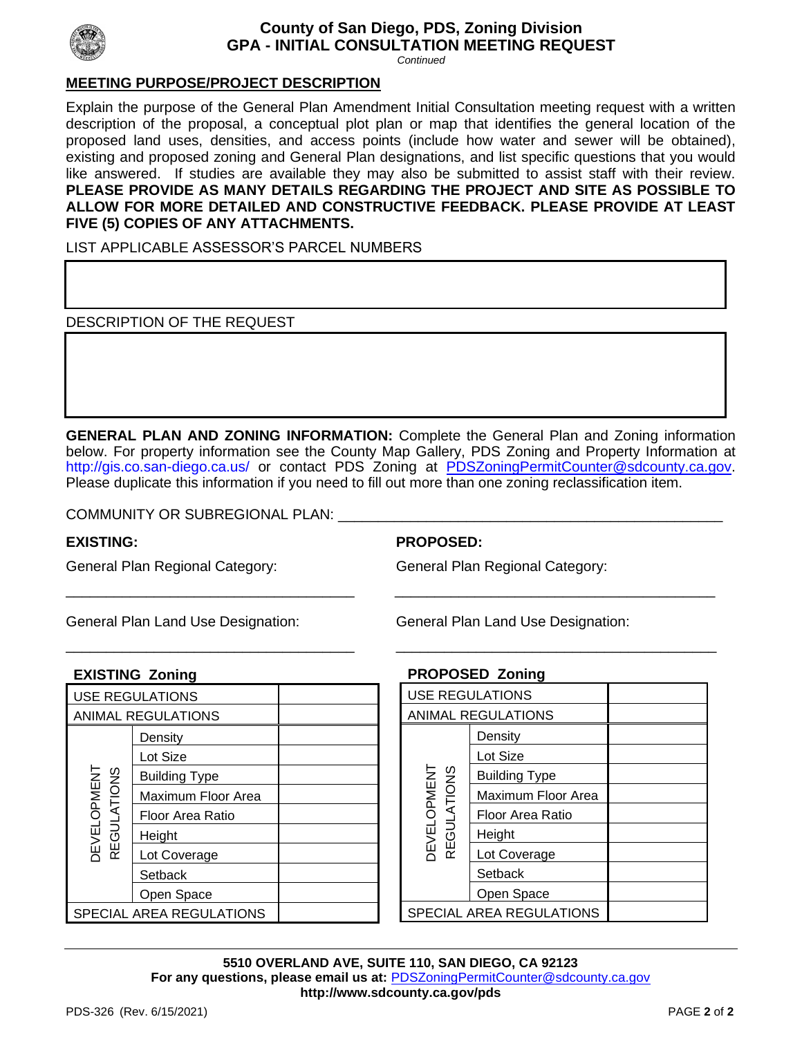**County of San Diego, PDS, Zoning Division**
**GPA - INITIAL CONSULTATION MEETING REQUEST**
*Continued*

## MEETING PURPOSE/PROJECT DESCRIPTION

Explain the purpose of the General Plan Amendment Initial Consultation meeting request with a written description of the proposal, a conceptual plot plan or map that identifies the general location of the proposed land uses, densities, and access points (include how water and sewer will be obtained), existing and proposed zoning and General Plan designations, and list specific questions that you would like answered. If studies are available they may also be submitted to assist staff with their review. **PLEASE PROVIDE AS MANY DETAILS REGARDING THE PROJECT AND SITE AS POSSIBLE TO ALLOW FOR MORE DETAILED AND CONSTRUCTIVE FEEDBACK. PLEASE PROVIDE AT LEAST FIVE (5) COPIES OF ANY ATTACHMENTS.**

LIST APPLICABLE ASSESSOR'S PARCEL NUMBERS

| |
|---|
| |

DESCRIPTION OF THE REQUEST

| |
|---|
| |

**GENERAL PLAN AND ZONING INFORMATION:** Complete the General Plan and Zoning information below. For property information see the County Map Gallery, PDS Zoning and Property Information at http://gis.co.san-diego.ca.us/ or contact PDS Zoning at PDSZoningPermitCounter@sdcounty.ca.gov. Please duplicate this information if you need to fill out more than one zoning reclassification item.

COMMUNITY OR SUBREGIONAL PLAN: ______________________________________________

**EXISTING:**

General Plan Regional Category:

___________________________________

General Plan Land Use Designation:

___________________________________

**PROPOSED:**

General Plan Regional Category:

___________________________________

General Plan Land Use Designation:

___________________________________

**EXISTING Zoning**

| | | |
|---|---|---|
| USE REGULATIONS | | |
| ANIMAL REGULATIONS | | |
| DEVELOPMENT REGULATIONS | Density | |
| | Lot Size | |
| | Building Type | |
| | Maximum Floor Area | |
| | Floor Area Ratio | |
| | Height | |
| | Lot Coverage | |
| | Setback | |
| | Open Space | |
| SPECIAL AREA REGULATIONS | | |

**PROPOSED Zoning**

| | | |
|---|---|---|
| USE REGULATIONS | | |
| ANIMAL REGULATIONS | | |
| DEVELOPMENT REGULATIONS | Density | |
| | Lot Size | |
| | Building Type | |
| | Maximum Floor Area | |
| | Floor Area Ratio | |
| | Height | |
| | Lot Coverage | |
| | Setback | |
| | Open Space | |
| SPECIAL AREA REGULATIONS | | |

**5510 OVERLAND AVE, SUITE 110, SAN DIEGO, CA 92123**
**For any questions, please email us at:** PDSZoningPermitCounter@sdcounty.ca.gov
**http://www.sdcounty.ca.gov/pds**

PDS-326 (Rev. 6/15/2021)